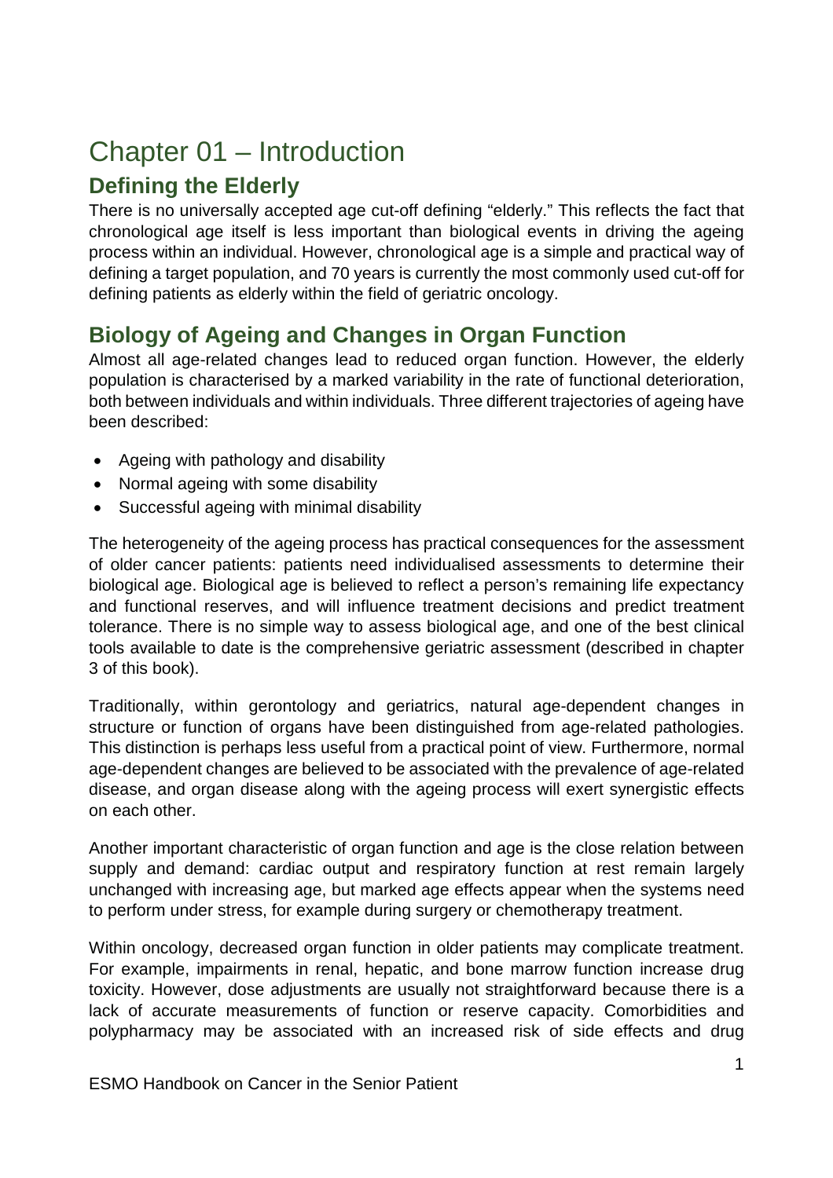# Chapter 01 – Introduction

## Defining the Elderly

There is no universally accepted age cut-off defining "elderly." This reflects the fact that chronological age itself is less important than biological events in driving the ageing process within an individual. However, chronological age is a simple and practical way of defining a target population, and 70 years is currently the most commonly used cut-off for defining patients as elderly within the field of geriatric oncology.

## Biology of Ageing and Changes in Organ Function

Almost all age-related changes lead to reduced organ function. However, the elderly population is characterised by a marked variability in the rate of functional deterioration, both between individuals and within individuals. Three different trajectories of ageing have been described:

- Ageing with pathology and disability
- Normal ageing with some disability
- Successful ageing with minimal disability

The heterogeneity of the ageing process has practical consequences for the assessment of older cancer patients: patients need individualised assessments to determine their biological age. Biological age is believed to reflect a person's remaining life expectancy and functional reserves, and will influence treatment decisions and predict treatment tolerance. There is no simple way to assess biological age, and one of the best clinical tools available to date is the comprehensive geriatric assessment (described in chapter 3 of this book).

Traditionally, within gerontology and geriatrics, natural age-dependent changes in structure or function of organs have been distinguished from age-related pathologies. This distinction is perhaps less useful from a practical point of view. Furthermore, normal age-dependent changes are believed to be associated with the prevalence of age-related disease, and organ disease along with the ageing process will exert synergistic effects on each other.

Another important characteristic of organ function and age is the close relation between supply and demand: cardiac output and respiratory function at rest remain largely unchanged with increasing age, but marked age effects appear when the systems need to perform under stress, for example during surgery or chemotherapy treatment.

Within oncology, decreased organ function in older patients may complicate treatment. For example, impairments in renal, hepatic, and bone marrow function increase drug toxicity. However, dose adjustments are usually not straightforward because there is a lack of accurate measurements of function or reserve capacity. Comorbidities and polypharmacy may be associated with an increased risk of side effects and drug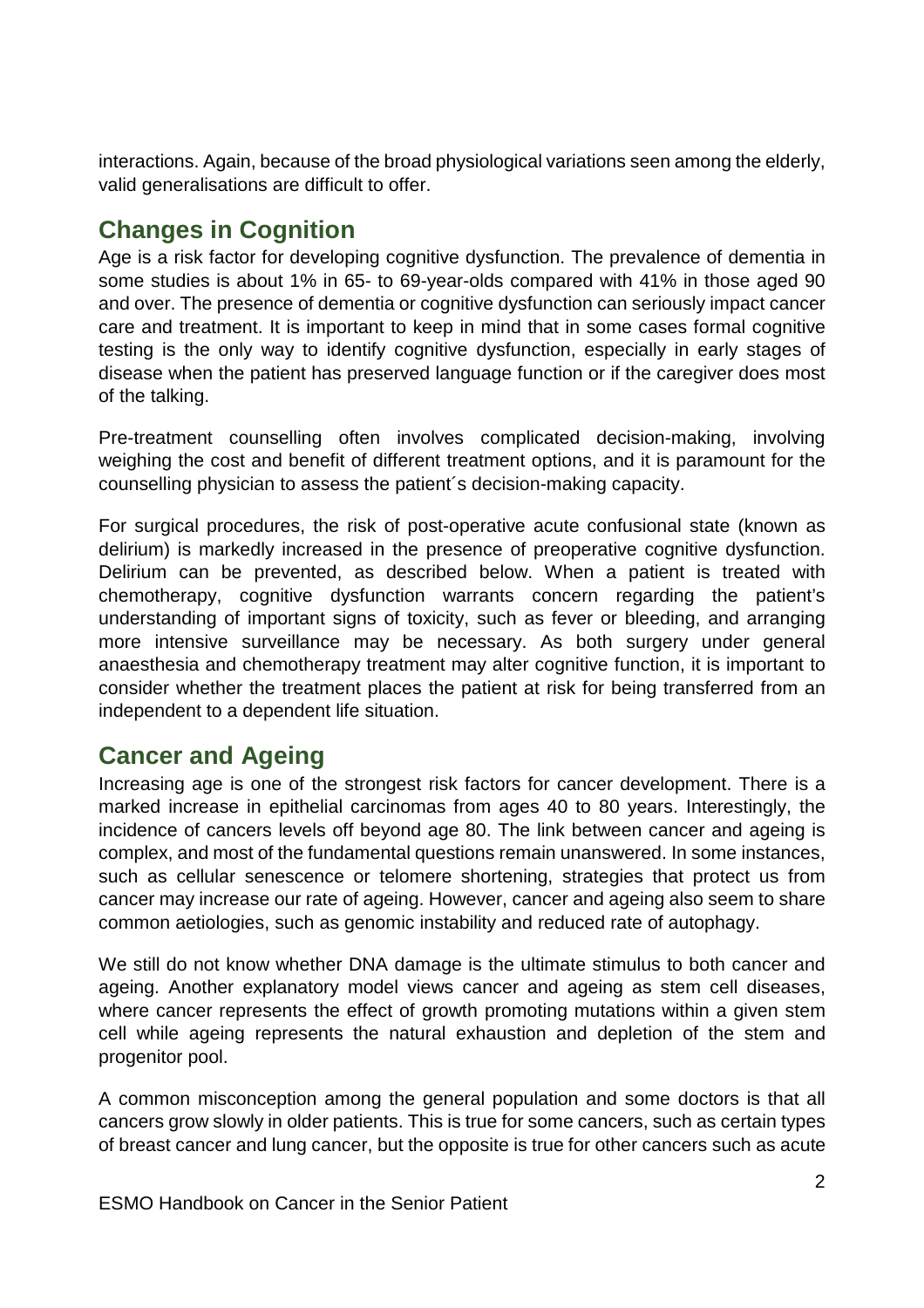interactions. Again, because of the broad physiological variations seen among the elderly, valid generalisations are difficult to offer.

## Changes in Cognition

Age is a risk factor for developing cognitive dysfunction. The prevalence of dementia in some studies is about 1% in 65- to 69-year-olds compared with 41% in those aged 90 and over. The presence of dementia or cognitive dysfunction can seriously impact cancer care and treatment. It is important to keep in mind that in some cases formal cognitive testing is the only way to identify cognitive dysfunction, especially in early stages of disease when the patient has preserved language function or if the caregiver does most of the talking.

Pre-treatment counselling often involves complicated decision-making, involving weighing the cost and benefit of different treatment options, and it is paramount for the counselling physician to assess the patient´s decision-making capacity.

For surgical procedures, the risk of post-operative acute confusional state (known as delirium) is markedly increased in the presence of preoperative cognitive dysfunction. Delirium can be prevented, as described below. When a patient is treated with chemotherapy, cognitive dysfunction warrants concern regarding the patient's understanding of important signs of toxicity, such as fever or bleeding, and arranging more intensive surveillance may be necessary. As both surgery under general anaesthesia and chemotherapy treatment may alter cognitive function, it is important to consider whether the treatment places the patient at risk for being transferred from an independent to a dependent life situation.

## Cancer and Ageing

Increasing age is one of the strongest risk factors for cancer development. There is a marked increase in epithelial carcinomas from ages 40 to 80 years. Interestingly, the incidence of cancers levels off beyond age 80. The link between cancer and ageing is complex, and most of the fundamental questions remain unanswered. In some instances, such as cellular senescence or telomere shortening, strategies that protect us from cancer may increase our rate of ageing. However, cancer and ageing also seem to share common aetiologies, such as genomic instability and reduced rate of autophagy.

We still do not know whether DNA damage is the ultimate stimulus to both cancer and ageing. Another explanatory model views cancer and ageing as stem cell diseases, where cancer represents the effect of growth promoting mutations within a given stem cell while ageing represents the natural exhaustion and depletion of the stem and progenitor pool.

A common misconception among the general population and some doctors is that all cancers grow slowly in older patients. This is true for some cancers, such as certain types of breast cancer and lung cancer, but the opposite is true for other cancers such as acute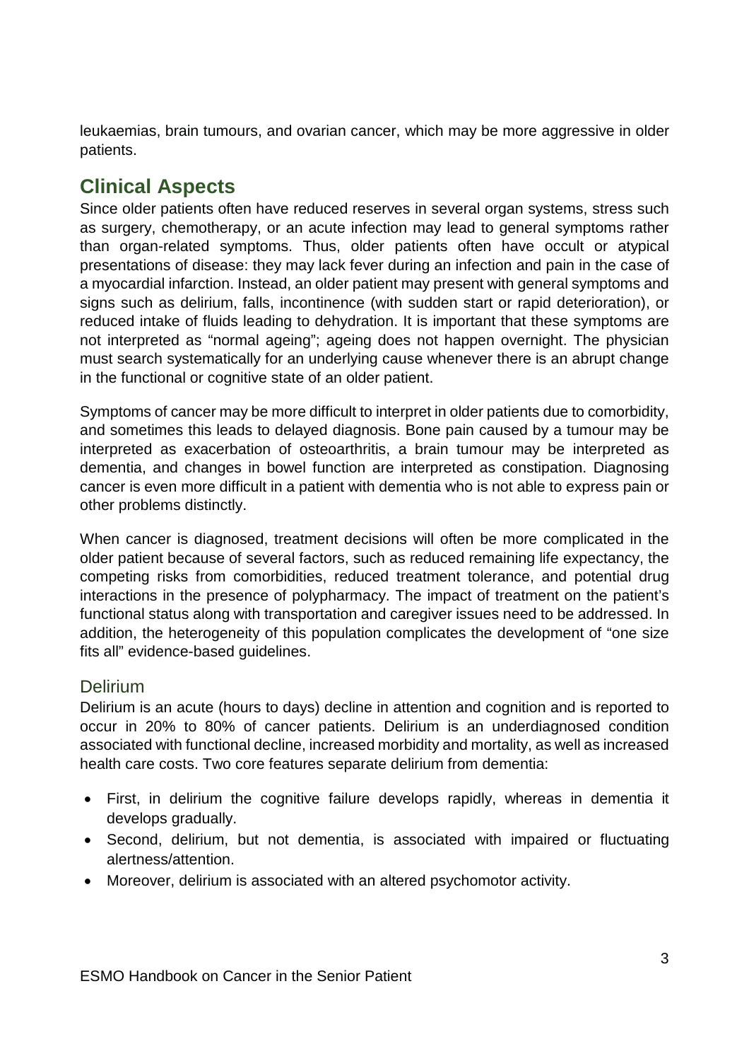leukaemias, brain tumours, and ovarian cancer, which may be more aggressive in older patients.

## Clinical Aspects

Since older patients often have reduced reserves in several organ systems, stress such as surgery, chemotherapy, or an acute infection may lead to general symptoms rather than organ-related symptoms. Thus, older patients often have occult or atypical presentations of disease: they may lack fever during an infection and pain in the case of a myocardial infarction. Instead, an older patient may present with general symptoms and signs such as delirium, falls, incontinence (with sudden start or rapid deterioration), or reduced intake of fluids leading to dehydration. It is important that these symptoms are not interpreted as "normal ageing"; ageing does not happen overnight. The physician must search systematically for an underlying cause whenever there is an abrupt change in the functional or cognitive state of an older patient.

Symptoms of cancer may be more difficult to interpret in older patients due to comorbidity, and sometimes this leads to delayed diagnosis. Bone pain caused by a tumour may be interpreted as exacerbation of osteoarthritis, a brain tumour may be interpreted as dementia, and changes in bowel function are interpreted as constipation. Diagnosing cancer is even more difficult in a patient with dementia who is not able to express pain or other problems distinctly.

When cancer is diagnosed, treatment decisions will often be more complicated in the older patient because of several factors, such as reduced remaining life expectancy, the competing risks from comorbidities, reduced treatment tolerance, and potential drug interactions in the presence of polypharmacy. The impact of treatment on the patient's functional status along with transportation and caregiver issues need to be addressed. In addition, the heterogeneity of this population complicates the development of "one size fits all" evidence-based guidelines.

### Delirium

Delirium is an acute (hours to days) decline in attention and cognition and is reported to occur in 20% to 80% of cancer patients. Delirium is an underdiagnosed condition associated with functional decline, increased morbidity and mortality, as well as increased health care costs. Two core features separate delirium from dementia:

- First, in delirium the cognitive failure develops rapidly, whereas in dementia it develops gradually.
- Second, delirium, but not dementia, is associated with impaired or fluctuating alertness/attention.
- Moreover, delirium is associated with an altered psychomotor activity.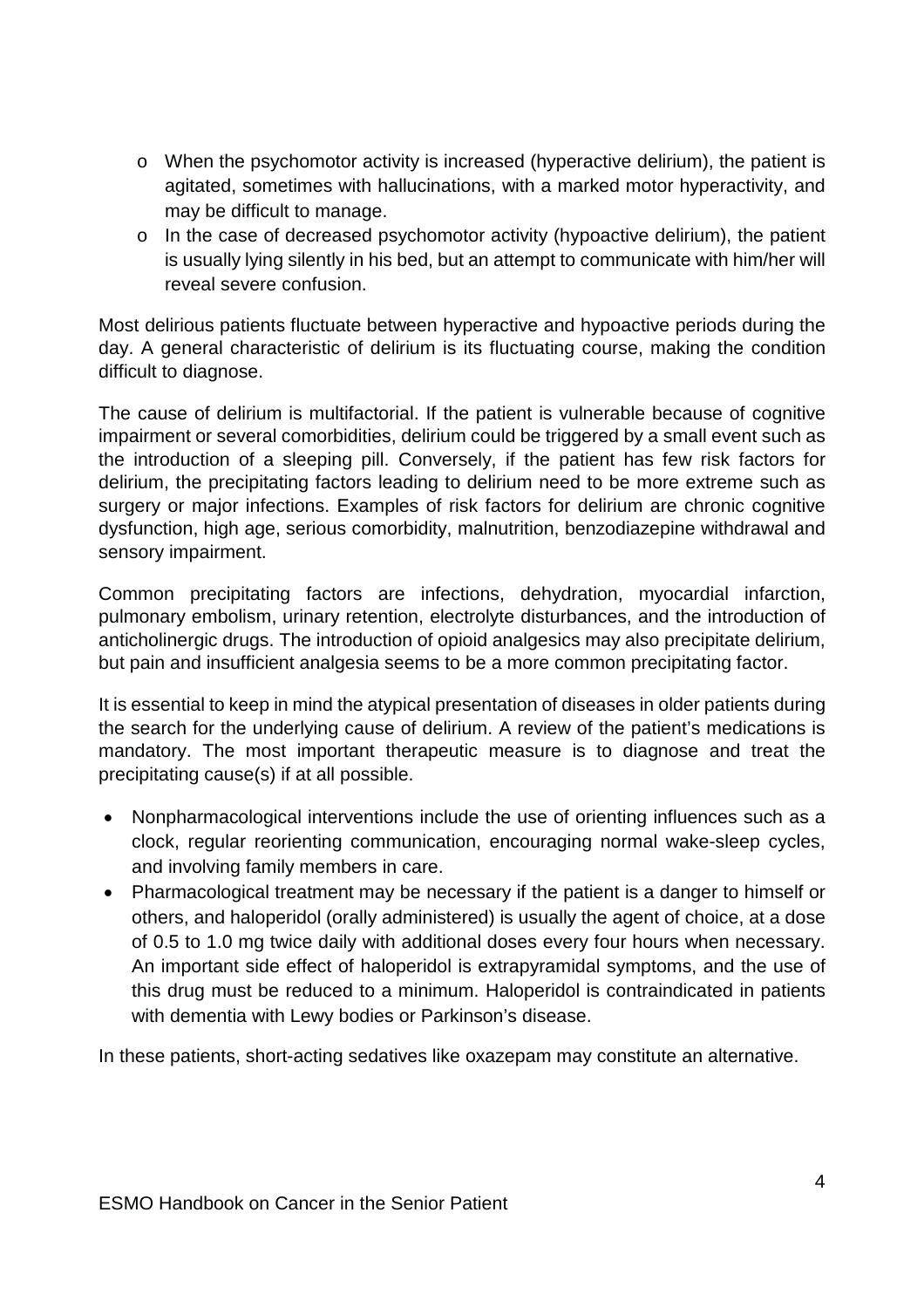- When the psychomotor activity is increased (hyperactive delirium), the patient is agitated, sometimes with hallucinations, with a marked motor hyperactivity, and may be difficult to manage.
- In the case of decreased psychomotor activity (hypoactive delirium), the patient is usually lying silently in his bed, but an attempt to communicate with him/her will reveal severe confusion.

Most delirious patients fluctuate between hyperactive and hypoactive periods during the day. A general characteristic of delirium is its fluctuating course, making the condition difficult to diagnose.

The cause of delirium is multifactorial. If the patient is vulnerable because of cognitive impairment or several comorbidities, delirium could be triggered by a small event such as the introduction of a sleeping pill. Conversely, if the patient has few risk factors for delirium, the precipitating factors leading to delirium need to be more extreme such as surgery or major infections. Examples of risk factors for delirium are chronic cognitive dysfunction, high age, serious comorbidity, malnutrition, benzodiazepine withdrawal and sensory impairment.

Common precipitating factors are infections, dehydration, myocardial infarction, pulmonary embolism, urinary retention, electrolyte disturbances, and the introduction of anticholinergic drugs. The introduction of opioid analgesics may also precipitate delirium, but pain and insufficient analgesia seems to be a more common precipitating factor.

It is essential to keep in mind the atypical presentation of diseases in older patients during the search for the underlying cause of delirium. A review of the patient's medications is mandatory. The most important therapeutic measure is to diagnose and treat the precipitating cause(s) if at all possible.

- Nonpharmacological interventions include the use of orienting influences such as a clock, regular reorienting communication, encouraging normal wake-sleep cycles, and involving family members in care.
- Pharmacological treatment may be necessary if the patient is a danger to himself or others, and haloperidol (orally administered) is usually the agent of choice, at a dose of 0.5 to 1.0 mg twice daily with additional doses every four hours when necessary. An important side effect of haloperidol is extrapyramidal symptoms, and the use of this drug must be reduced to a minimum. Haloperidol is contraindicated in patients with dementia with Lewy bodies or Parkinson's disease.

In these patients, short-acting sedatives like oxazepam may constitute an alternative.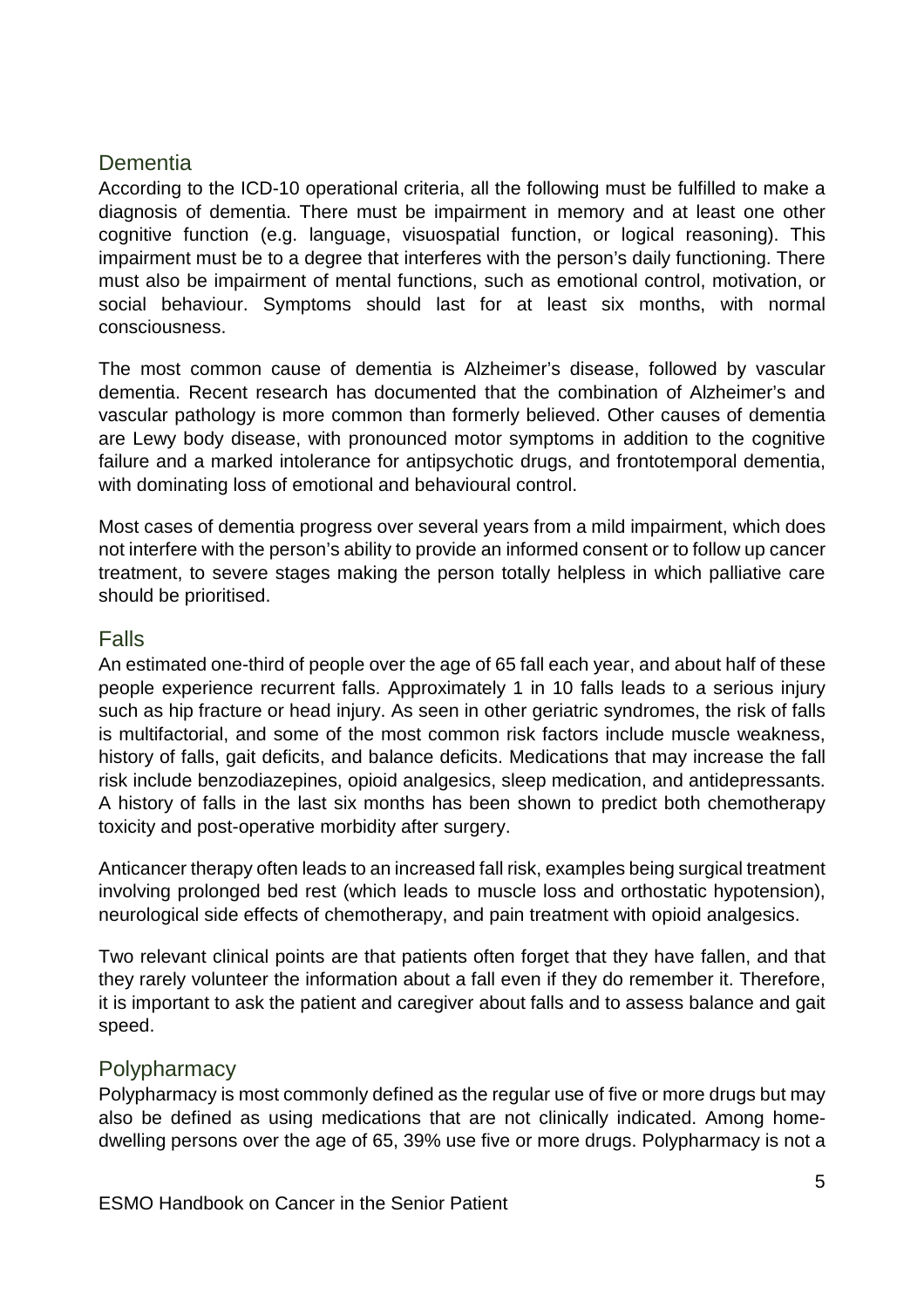## Dementia

According to the ICD-10 operational criteria, all the following must be fulfilled to make a diagnosis of dementia. There must be impairment in memory and at least one other cognitive function (e.g. language, visuospatial function, or logical reasoning). This impairment must be to a degree that interferes with the person's daily functioning. There must also be impairment of mental functions, such as emotional control, motivation, or social behaviour. Symptoms should last for at least six months, with normal consciousness.

The most common cause of dementia is Alzheimer's disease, followed by vascular dementia. Recent research has documented that the combination of Alzheimer's and vascular pathology is more common than formerly believed. Other causes of dementia are Lewy body disease, with pronounced motor symptoms in addition to the cognitive failure and a marked intolerance for antipsychotic drugs, and frontotemporal dementia, with dominating loss of emotional and behavioural control.

Most cases of dementia progress over several years from a mild impairment, which does not interfere with the person's ability to provide an informed consent or to follow up cancer treatment, to severe stages making the person totally helpless in which palliative care should be prioritised.

## Falls

An estimated one-third of people over the age of 65 fall each year, and about half of these people experience recurrent falls. Approximately 1 in 10 falls leads to a serious injury such as hip fracture or head injury. As seen in other geriatric syndromes, the risk of falls is multifactorial, and some of the most common risk factors include muscle weakness, history of falls, gait deficits, and balance deficits. Medications that may increase the fall risk include benzodiazepines, opioid analgesics, sleep medication, and antidepressants. A history of falls in the last six months has been shown to predict both chemotherapy toxicity and post-operative morbidity after surgery.

Anticancer therapy often leads to an increased fall risk, examples being surgical treatment involving prolonged bed rest (which leads to muscle loss and orthostatic hypotension), neurological side effects of chemotherapy, and pain treatment with opioid analgesics.

Two relevant clinical points are that patients often forget that they have fallen, and that they rarely volunteer the information about a fall even if they do remember it. Therefore, it is important to ask the patient and caregiver about falls and to assess balance and gait speed.

## Polypharmacy

Polypharmacy is most commonly defined as the regular use of five or more drugs but may also be defined as using medications that are not clinically indicated. Among home-dwelling persons over the age of 65, 39% use five or more drugs. Polypharmacy is not a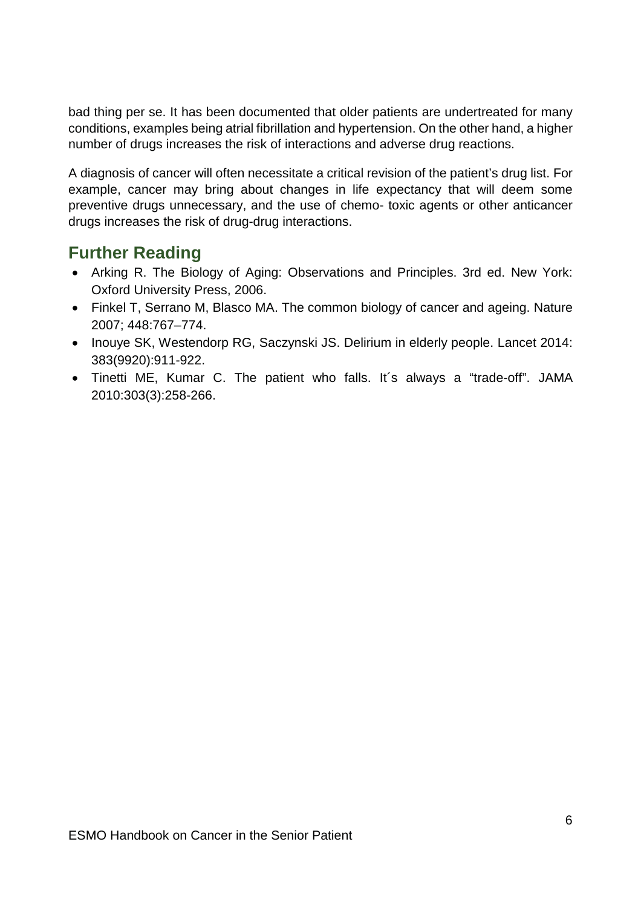bad thing per se. It has been documented that older patients are undertreated for many conditions, examples being atrial fibrillation and hypertension. On the other hand, a higher number of drugs increases the risk of interactions and adverse drug reactions.

A diagnosis of cancer will often necessitate a critical revision of the patient's drug list. For example, cancer may bring about changes in life expectancy that will deem some preventive drugs unnecessary, and the use of chemo- toxic agents or other anticancer drugs increases the risk of drug-drug interactions.

## Further Reading

- Arking R. The Biology of Aging: Observations and Principles. 3rd ed. New York: Oxford University Press, 2006.
- Finkel T, Serrano M, Blasco MA. The common biology of cancer and ageing. Nature 2007; 448:767–774.
- Inouye SK, Westendorp RG, Saczynski JS. Delirium in elderly people. Lancet 2014: 383(9920):911-922.
- Tinetti ME, Kumar C. The patient who falls. It´s always a "trade-off". JAMA 2010:303(3):258-266.